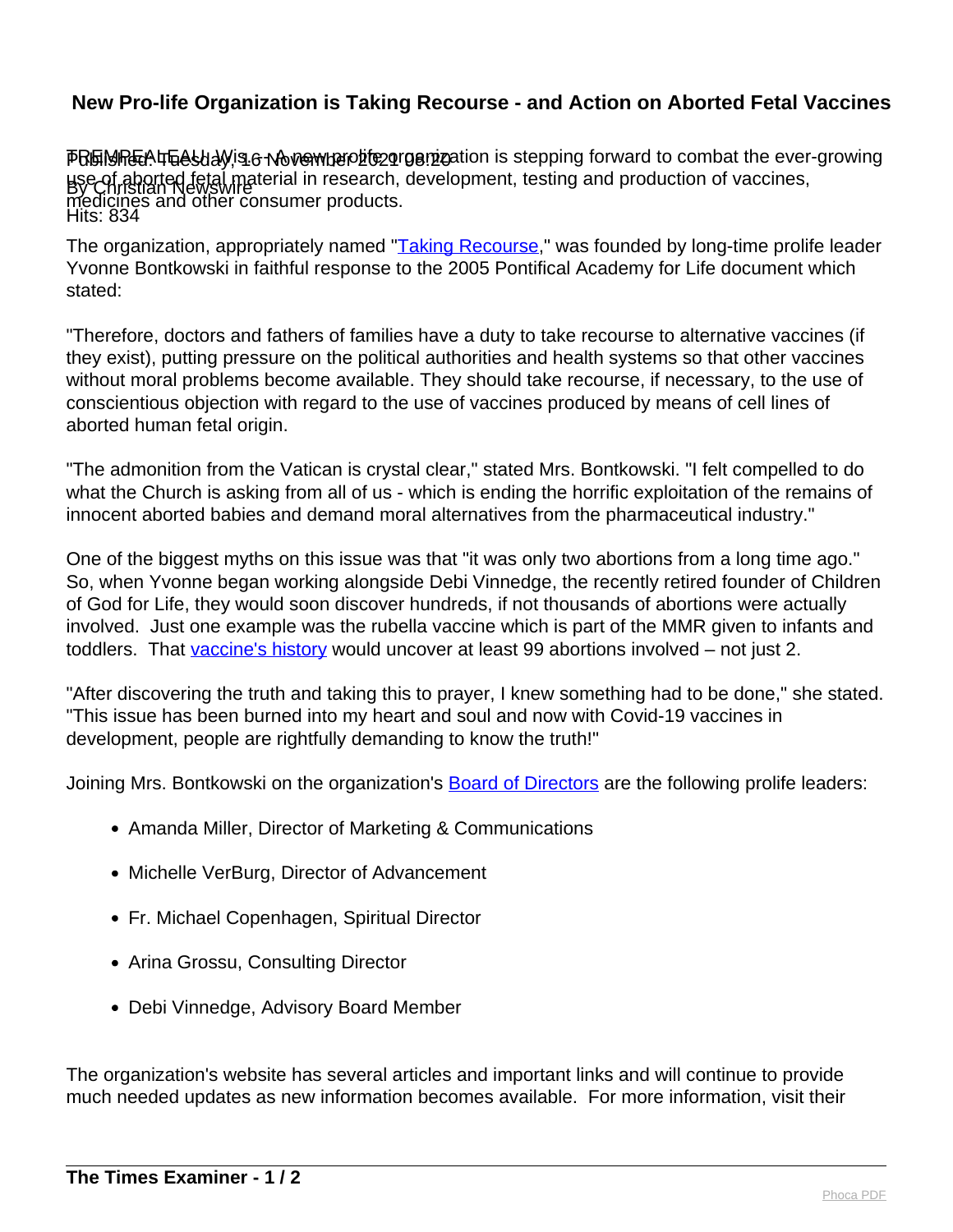# New Pro-life Organization is Taking Recourse - and Action on Aborted Fetal Vaccines

Published: Tuesday, 16 November 2021 08:20
By Christian Newswire
Hits: 834

TREMPEALEAU, Wis. -- A new prolife organization is stepping forward to combat the ever-growing use of aborted fetal material in research, development, testing and production of vaccines, medicines and other consumer products.

The organization, appropriately named "Taking Recourse," was founded by long-time prolife leader Yvonne Bontkowski in faithful response to the 2005 Pontifical Academy for Life document which stated:

"Therefore, doctors and fathers of families have a duty to take recourse to alternative vaccines (if they exist), putting pressure on the political authorities and health systems so that other vaccines without moral problems become available. They should take recourse, if necessary, to the use of conscientious objection with regard to the use of vaccines produced by means of cell lines of aborted human fetal origin.

"The admonition from the Vatican is crystal clear," stated Mrs. Bontkowski. "I felt compelled to do what the Church is asking from all of us - which is ending the horrific exploitation of the remains of innocent aborted babies and demand moral alternatives from the pharmaceutical industry."

One of the biggest myths on this issue was that "it was only two abortions from a long time ago." So, when Yvonne began working alongside Debi Vinnedge, the recently retired founder of Children of God for Life, they would soon discover hundreds, if not thousands of abortions were actually involved. Just one example was the rubella vaccine which is part of the MMR given to infants and toddlers. That vaccine's history would uncover at least 99 abortions involved – not just 2.

"After discovering the truth and taking this to prayer, I knew something had to be done," she stated. "This issue has been burned into my heart and soul and now with Covid-19 vaccines in development, people are rightfully demanding to know the truth!"

Joining Mrs. Bontkowski on the organization's Board of Directors are the following prolife leaders:

- Amanda Miller, Director of Marketing & Communications
- Michelle VerBurg, Director of Advancement
- Fr. Michael Copenhagen, Spiritual Director
- Arina Grossu, Consulting Director
- Debi Vinnedge, Advisory Board Member

The organization's website has several articles and important links and will continue to provide much needed updates as new information becomes available. For more information, visit their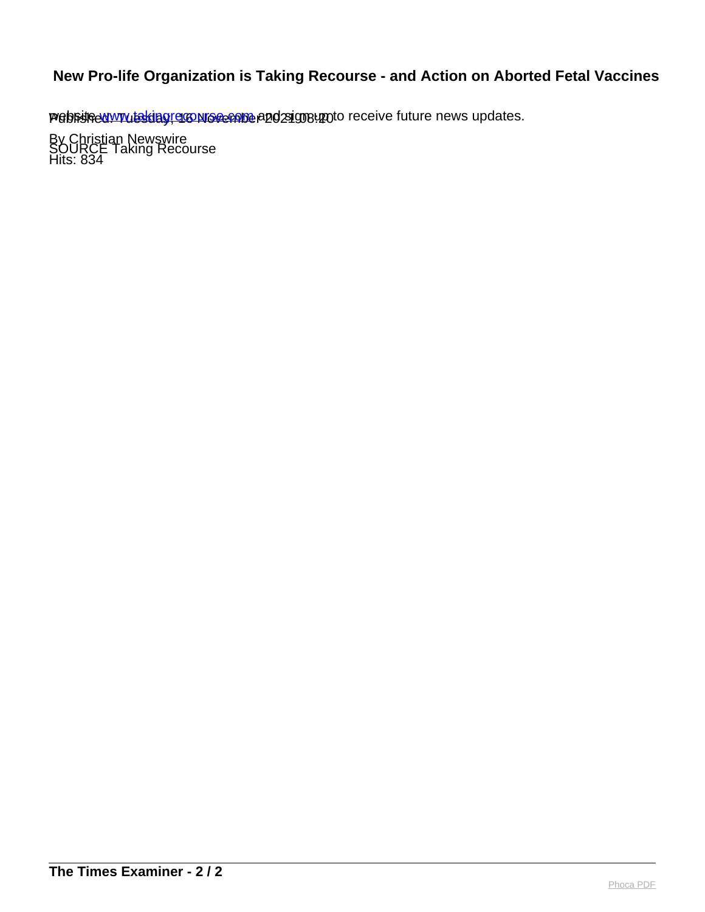website www.takingrecourse.com and sign up to receive future news updates.

SOURCE Taking Recourse